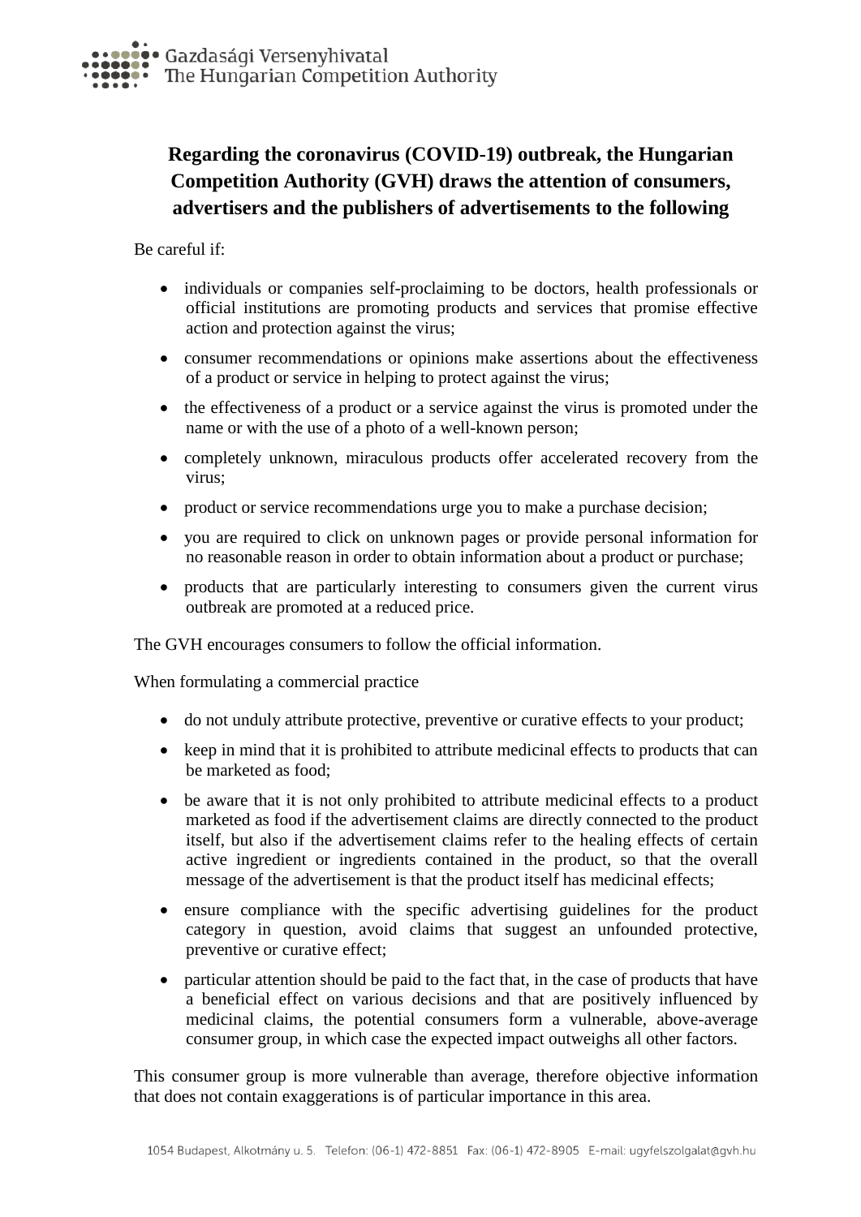Gazdasági Versenyhivatal
The Hungarian Competition Authority

# Regarding the coronavirus (COVID-19) outbreak, the Hungarian Competition Authority (GVH) draws the attention of consumers, advertisers and the publishers of advertisements to the following

Be careful if:

- individuals or companies self-proclaiming to be doctors, health professionals or official institutions are promoting products and services that promise effective action and protection against the virus;
- consumer recommendations or opinions make assertions about the effectiveness of a product or service in helping to protect against the virus;
- the effectiveness of a product or a service against the virus is promoted under the name or with the use of a photo of a well-known person;
- completely unknown, miraculous products offer accelerated recovery from the virus;
- product or service recommendations urge you to make a purchase decision;
- you are required to click on unknown pages or provide personal information for no reasonable reason in order to obtain information about a product or purchase;
- products that are particularly interesting to consumers given the current virus outbreak are promoted at a reduced price.

The GVH encourages consumers to follow the official information.

When formulating a commercial practice

- do not unduly attribute protective, preventive or curative effects to your product;
- keep in mind that it is prohibited to attribute medicinal effects to products that can be marketed as food;
- be aware that it is not only prohibited to attribute medicinal effects to a product marketed as food if the advertisement claims are directly connected to the product itself, but also if the advertisement claims refer to the healing effects of certain active ingredient or ingredients contained in the product, so that the overall message of the advertisement is that the product itself has medicinal effects;
- ensure compliance with the specific advertising guidelines for the product category in question, avoid claims that suggest an unfounded protective, preventive or curative effect;
- particular attention should be paid to the fact that, in the case of products that have a beneficial effect on various decisions and that are positively influenced by medicinal claims, the potential consumers form a vulnerable, above-average consumer group, in which case the expected impact outweighs all other factors.

This consumer group is more vulnerable than average, therefore objective information that does not contain exaggerations is of particular importance in this area.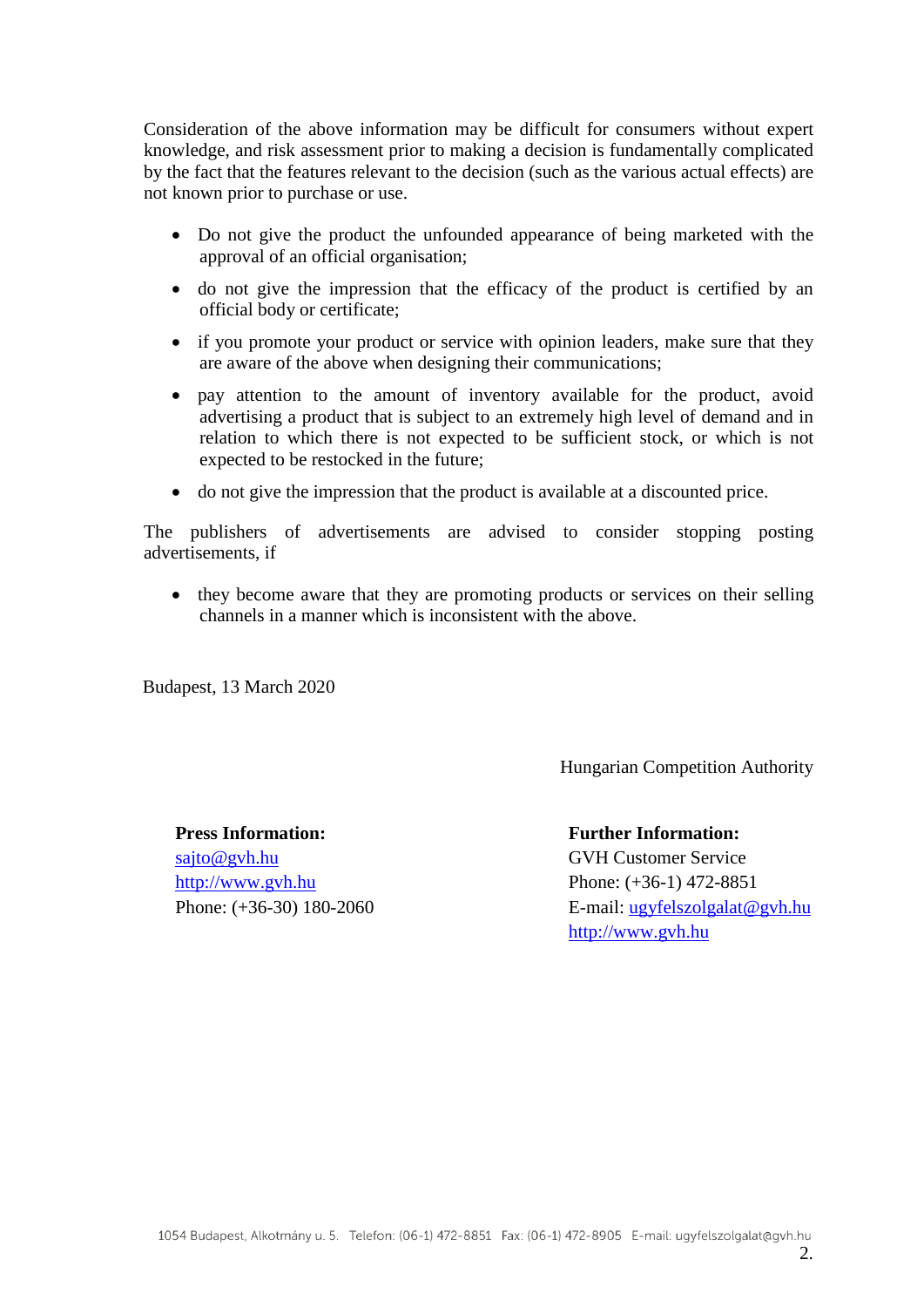Consideration of the above information may be difficult for consumers without expert knowledge, and risk assessment prior to making a decision is fundamentally complicated by the fact that the features relevant to the decision (such as the various actual effects) are not known prior to purchase or use.

- Do not give the product the unfounded appearance of being marketed with the approval of an official organisation;
- do not give the impression that the efficacy of the product is certified by an official body or certificate;
- if you promote your product or service with opinion leaders, make sure that they are aware of the above when designing their communications;
- pay attention to the amount of inventory available for the product, avoid advertising a product that is subject to an extremely high level of demand and in relation to which there is not expected to be sufficient stock, or which is not expected to be restocked in the future;
- do not give the impression that the product is available at a discounted price.

The publishers of advertisements are advised to consider stopping posting advertisements, if

- they become aware that they are promoting products or services on their selling channels in a manner which is inconsistent with the above.

Budapest, 13 March 2020

Hungarian Competition Authority

**Press Information:**
sajto@gvh.hu
http://www.gvh.hu
Phone: (+36-30) 180-2060

**Further Information:**
GVH Customer Service
Phone: (+36-1) 472-8851
E-mail: ugyfelszolgalat@gvh.hu
http://www.gvh.hu